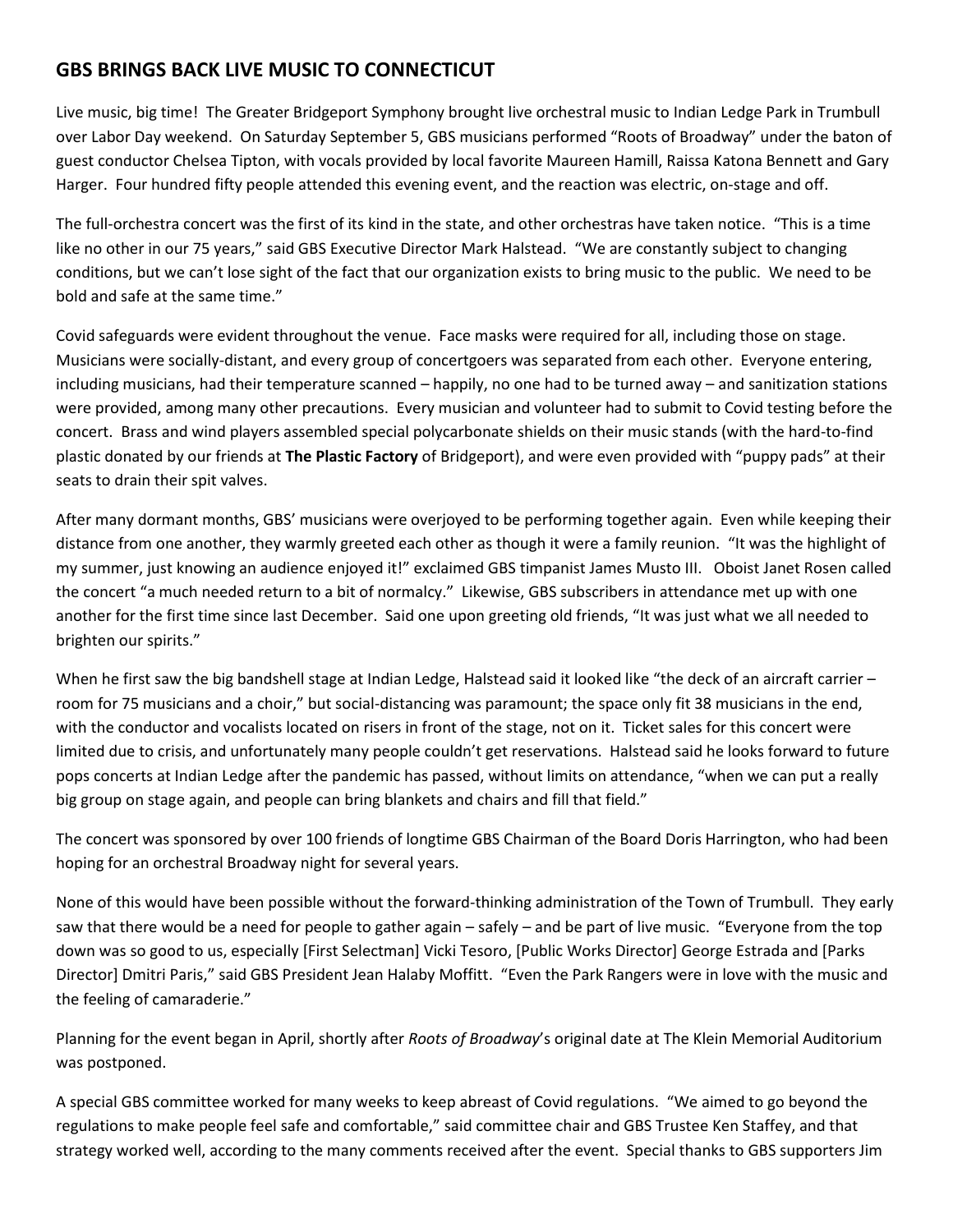## GBS BRINGS BACK LIVE MUSIC TO CONNECTICUT

Live music, big time! The Greater Bridgeport Symphony brought live orchestral music to Indian Ledge Park in Trumbull over Labor Day weekend. On Saturday September 5, GBS musicians performed "Roots of Broadway" under the baton of guest conductor Chelsea Tipton, with vocals provided by local favorite Maureen Hamill, Raissa Katona Bennett and Gary Harger. Four hundred fifty people attended this evening event, and the reaction was electric, on-stage and off.

The full-orchestra concert was the first of its kind in the state, and other orchestras have taken notice. "This is a time like no other in our 75 years," said GBS Executive Director Mark Halstead. "We are constantly subject to changing conditions, but we can't lose sight of the fact that our organization exists to bring music to the public. We need to be bold and safe at the same time."

Covid safeguards were evident throughout the venue. Face masks were required for all, including those on stage. Musicians were socially-distant, and every group of concertgoers was separated from each other. Everyone entering, including musicians, had their temperature scanned – happily, no one had to be turned away – and sanitization stations were provided, among many other precautions. Every musician and volunteer had to submit to Covid testing before the concert. Brass and wind players assembled special polycarbonate shields on their music stands (with the hard-to-find plastic donated by our friends at **The Plastic Factory** of Bridgeport), and were even provided with "puppy pads" at their seats to drain their spit valves.

After many dormant months, GBS' musicians were overjoyed to be performing together again. Even while keeping their distance from one another, they warmly greeted each other as though it were a family reunion. "It was the highlight of my summer, just knowing an audience enjoyed it!" exclaimed GBS timpanist James Musto III. Oboist Janet Rosen called the concert "a much needed return to a bit of normalcy." Likewise, GBS subscribers in attendance met up with one another for the first time since last December. Said one upon greeting old friends, "It was just what we all needed to brighten our spirits."

When he first saw the big bandshell stage at Indian Ledge, Halstead said it looked like "the deck of an aircraft carrier – room for 75 musicians and a choir," but social-distancing was paramount; the space only fit 38 musicians in the end, with the conductor and vocalists located on risers in front of the stage, not on it. Ticket sales for this concert were limited due to crisis, and unfortunately many people couldn't get reservations. Halstead said he looks forward to future pops concerts at Indian Ledge after the pandemic has passed, without limits on attendance, "when we can put a really big group on stage again, and people can bring blankets and chairs and fill that field."

The concert was sponsored by over 100 friends of longtime GBS Chairman of the Board Doris Harrington, who had been hoping for an orchestral Broadway night for several years.

None of this would have been possible without the forward-thinking administration of the Town of Trumbull. They early saw that there would be a need for people to gather again – safely – and be part of live music. "Everyone from the top down was so good to us, especially [First Selectman] Vicki Tesoro, [Public Works Director] George Estrada and [Parks Director] Dmitri Paris," said GBS President Jean Halaby Moffitt. "Even the Park Rangers were in love with the music and the feeling of camaraderie."

Planning for the event began in April, shortly after *Roots of Broadway*'s original date at The Klein Memorial Auditorium was postponed.

A special GBS committee worked for many weeks to keep abreast of Covid regulations. "We aimed to go beyond the regulations to make people feel safe and comfortable," said committee chair and GBS Trustee Ken Staffey, and that strategy worked well, according to the many comments received after the event. Special thanks to GBS supporters Jim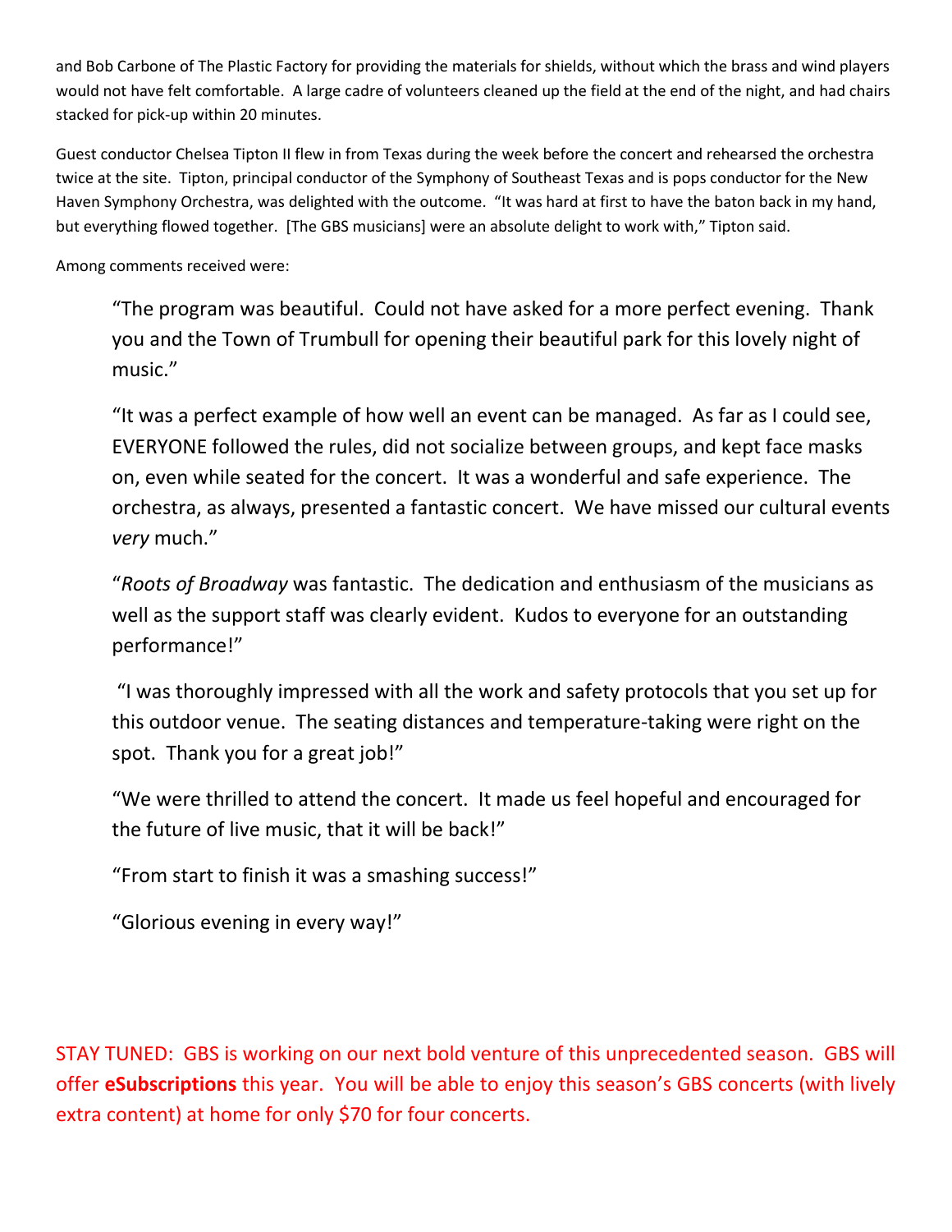and Bob Carbone of The Plastic Factory for providing the materials for shields, without which the brass and wind players would not have felt comfortable. A large cadre of volunteers cleaned up the field at the end of the night, and had chairs stacked for pick-up within 20 minutes.

Guest conductor Chelsea Tipton II flew in from Texas during the week before the concert and rehearsed the orchestra twice at the site. Tipton, principal conductor of the Symphony of Southeast Texas and is pops conductor for the New Haven Symphony Orchestra, was delighted with the outcome. "It was hard at first to have the baton back in my hand, but everything flowed together. [The GBS musicians] were an absolute delight to work with," Tipton said.

Among comments received were:

> "The program was beautiful. Could not have asked for a more perfect evening. Thank you and the Town of Trumbull for opening their beautiful park for this lovely night of music."
>
> "It was a perfect example of how well an event can be managed. As far as I could see, EVERYONE followed the rules, did not socialize between groups, and kept face masks on, even while seated for the concert. It was a wonderful and safe experience. The orchestra, as always, presented a fantastic concert. We have missed our cultural events *very* much."
>
> "*Roots of Broadway* was fantastic. The dedication and enthusiasm of the musicians as well as the support staff was clearly evident. Kudos to everyone for an outstanding performance!"
>
> "I was thoroughly impressed with all the work and safety protocols that you set up for this outdoor venue. The seating distances and temperature-taking were right on the spot. Thank you for a great job!"
>
> "We were thrilled to attend the concert. It made us feel hopeful and encouraged for the future of live music, that it will be back!"
>
> "From start to finish it was a smashing success!"
>
> "Glorious evening in every way!"

STAY TUNED: GBS is working on our next bold venture of this unprecedented season. GBS will offer **eSubscriptions** this year. You will be able to enjoy this season's GBS concerts (with lively extra content) at home for only $70 for four concerts.